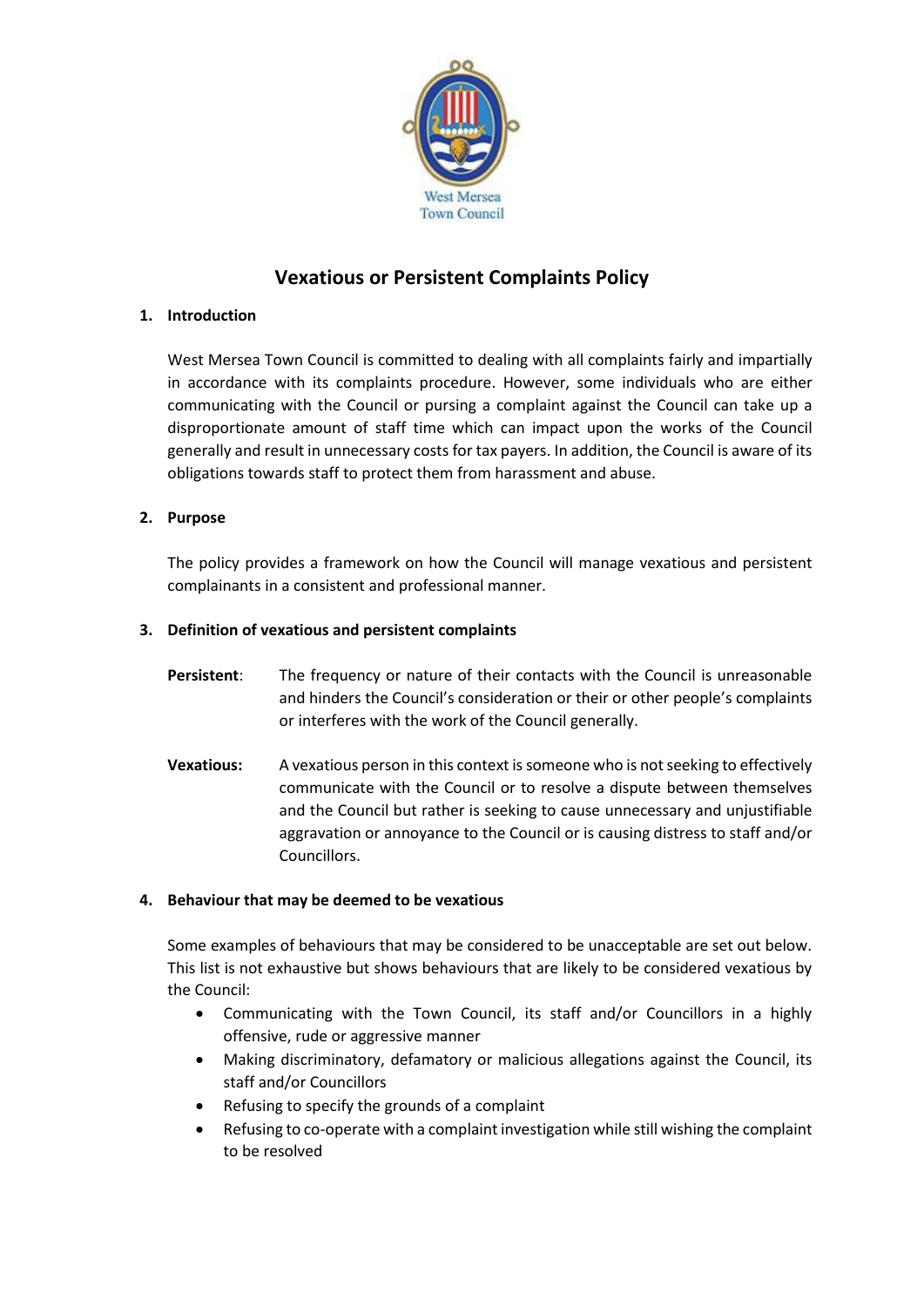West Mersea Town Council

# Vexatious or Persistent Complaints Policy

## 1. Introduction

West Mersea Town Council is committed to dealing with all complaints fairly and impartially in accordance with its complaints procedure. However, some individuals who are either communicating with the Council or pursing a complaint against the Council can take up a disproportionate amount of staff time which can impact upon the works of the Council generally and result in unnecessary costs for tax payers. In addition, the Council is aware of its obligations towards staff to protect them from harassment and abuse.

## 2. Purpose

The policy provides a framework on how the Council will manage vexatious and persistent complainants in a consistent and professional manner.

## 3. Definition of vexatious and persistent complaints

**Persistent**: The frequency or nature of their contacts with the Council is unreasonable and hinders the Council's consideration or their or other people's complaints or interferes with the work of the Council generally.

**Vexatious:** A vexatious person in this context is someone who is not seeking to effectively communicate with the Council or to resolve a dispute between themselves and the Council but rather is seeking to cause unnecessary and unjustifiable aggravation or annoyance to the Council or is causing distress to staff and/or Councillors.

## 4. Behaviour that may be deemed to be vexatious

Some examples of behaviours that may be considered to be unacceptable are set out below. This list is not exhaustive but shows behaviours that are likely to be considered vexatious by the Council:

- Communicating with the Town Council, its staff and/or Councillors in a highly offensive, rude or aggressive manner
- Making discriminatory, defamatory or malicious allegations against the Council, its staff and/or Councillors
- Refusing to specify the grounds of a complaint
- Refusing to co-operate with a complaint investigation while still wishing the complaint to be resolved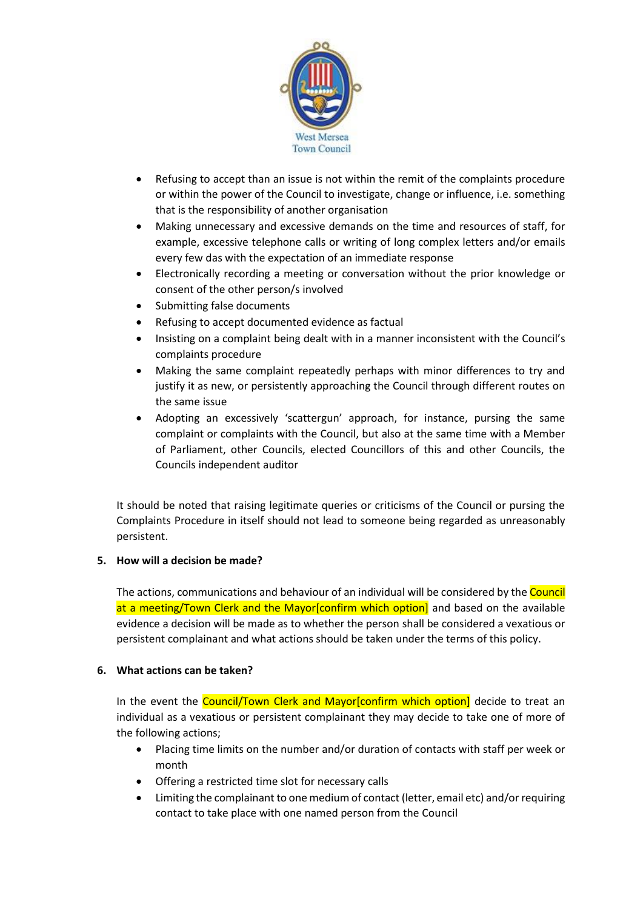- Refusing to accept than an issue is not within the remit of the complaints procedure or within the power of the Council to investigate, change or influence, i.e. something that is the responsibility of another organisation
- Making unnecessary and excessive demands on the time and resources of staff, for example, excessive telephone calls or writing of long complex letters and/or emails every few das with the expectation of an immediate response
- Electronically recording a meeting or conversation without the prior knowledge or consent of the other person/s involved
- Submitting false documents
- Refusing to accept documented evidence as factual
- Insisting on a complaint being dealt with in a manner inconsistent with the Council's complaints procedure
- Making the same complaint repeatedly perhaps with minor differences to try and justify it as new, or persistently approaching the Council through different routes on the same issue
- Adopting an excessively 'scattergun' approach, for instance, pursing the same complaint or complaints with the Council, but also at the same time with a Member of Parliament, other Councils, elected Councillors of this and other Councils, the Councils independent auditor

It should be noted that raising legitimate queries or criticisms of the Council or pursing the Complaints Procedure in itself should not lead to someone being regarded as unreasonably persistent.

**5. How will a decision be made?**

The actions, communications and behaviour of an individual will be considered by the Council at a meeting/Town Clerk and the Mayor[confirm which option] and based on the available evidence a decision will be made as to whether the person shall be considered a vexatious or persistent complainant and what actions should be taken under the terms of this policy.

**6. What actions can be taken?**

In the event the Council/Town Clerk and Mayor[confirm which option] decide to treat an individual as a vexatious or persistent complainant they may decide to take one of more of the following actions;

- Placing time limits on the number and/or duration of contacts with staff per week or month
- Offering a restricted time slot for necessary calls
- Limiting the complainant to one medium of contact (letter, email etc) and/or requiring contact to take place with one named person from the Council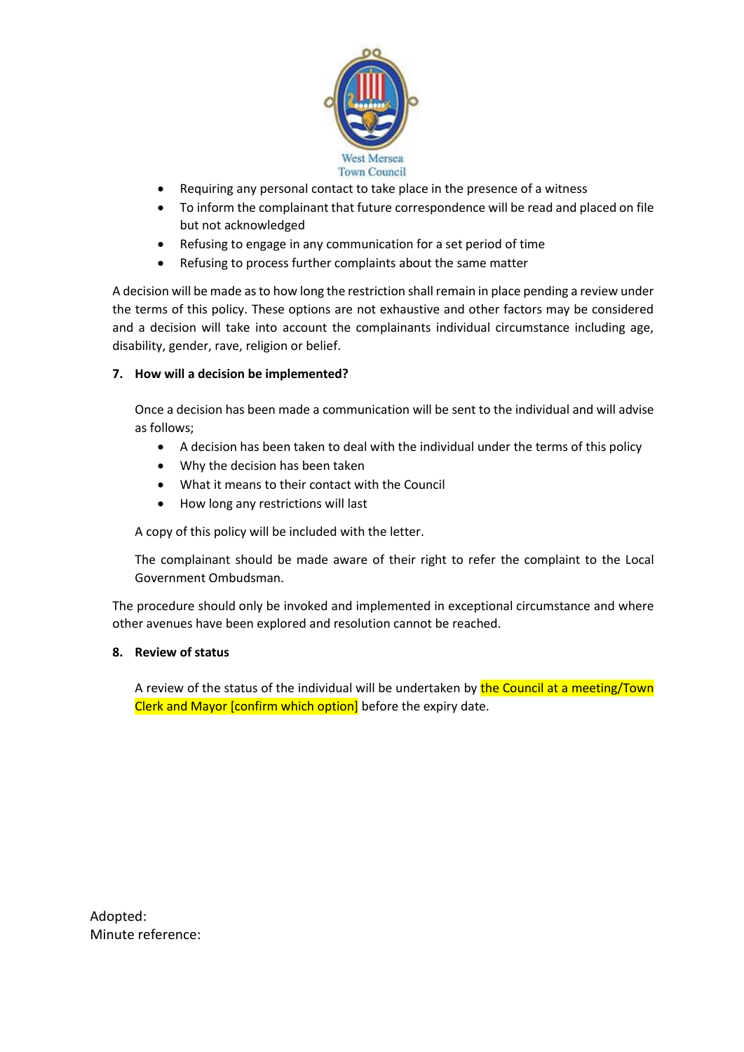- Requiring any personal contact to take place in the presence of a witness
- To inform the complainant that future correspondence will be read and placed on file but not acknowledged
- Refusing to engage in any communication for a set period of time
- Refusing to process further complaints about the same matter

A decision will be made as to how long the restriction shall remain in place pending a review under the terms of this policy. These options are not exhaustive and other factors may be considered and a decision will take into account the complainants individual circumstance including age, disability, gender, rave, religion or belief.

**7. How will a decision be implemented?**

Once a decision has been made a communication will be sent to the individual and will advise as follows;

- A decision has been taken to deal with the individual under the terms of this policy
- Why the decision has been taken
- What it means to their contact with the Council
- How long any restrictions will last

A copy of this policy will be included with the letter.

The complainant should be made aware of their right to refer the complaint to the Local Government Ombudsman.

The procedure should only be invoked and implemented in exceptional circumstance and where other avenues have been explored and resolution cannot be reached.

**8. Review of status**

A review of the status of the individual will be undertaken by the Council at a meeting/Town Clerk and Mayor [confirm which option] before the expiry date.

Adopted:
Minute reference: